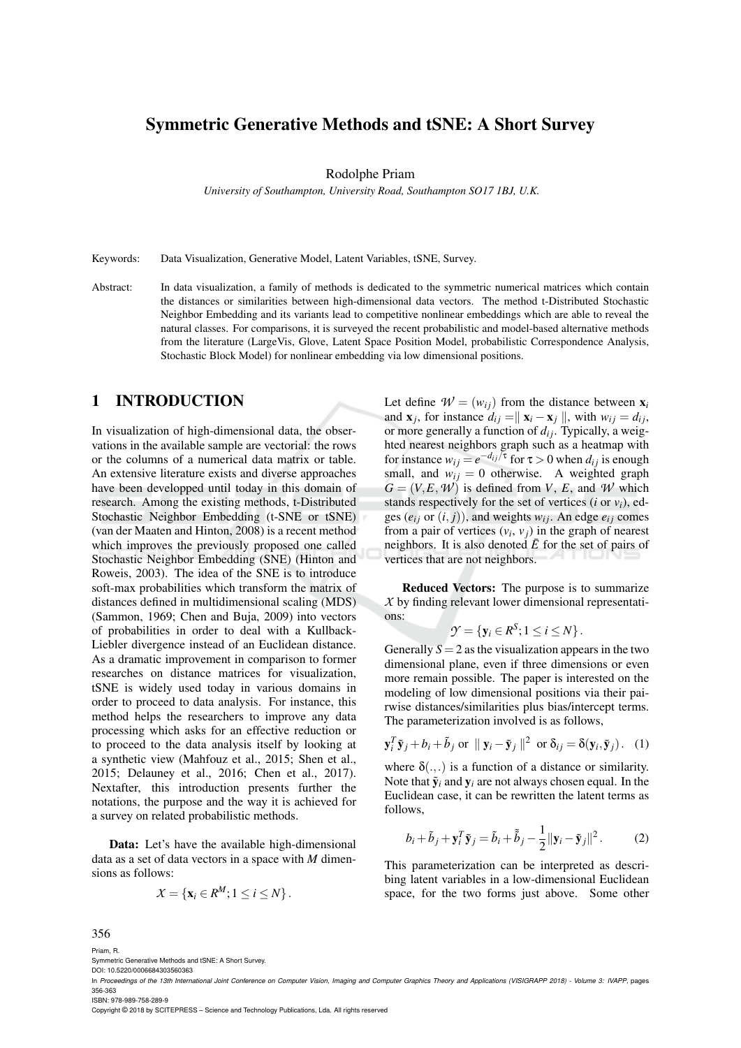# Symmetric Generative Methods and tSNE: A Short Survey

Rodolphe Priam

*University of Southampton, University Road, Southampton SO17 1BJ, U.K.*

Keywords: Data Visualization, Generative Model, Latent Variables, tSNE, Survey.

Abstract: In data visualization, a family of methods is dedicated to the symmetric numerical matrices which contain the distances or similarities between high-dimensional data vectors. The method t-Distributed Stochastic Neighbor Embedding and its variants lead to competitive nonlinear embeddings which are able to reveal the natural classes. For comparisons, it is surveyed the recent probabilistic and model-based alternative methods from the literature (LargeVis, Glove, Latent Space Position Model, probabilistic Correspondence Analysis, Stochastic Block Model) for nonlinear embedding via low dimensional positions.

## 1 INTRODUCTION

In visualization of high-dimensional data, the observations in the available sample are vectorial: the rows or the columns of a numerical data matrix or table. An extensive literature exists and diverse approaches have been developped until today in this domain of research. Among the existing methods, t-Distributed Stochastic Neighbor Embedding (t-SNE or tSNE) (van der Maaten and Hinton, 2008) is a recent method which improves the previously proposed one called Stochastic Neighbor Embedding (SNE) (Hinton and Roweis, 2003). The idea of the SNE is to introduce soft-max probabilities which transform the matrix of distances defined in multidimensional scaling (MDS) (Sammon, 1969; Chen and Buja, 2009) into vectors of probabilities in order to deal with a Kullback-Liebler divergence instead of an Euclidean distance. As a dramatic improvement in comparison to former researches on distance matrices for visualization, tSNE is widely used today in various domains in order to proceed to data analysis. For instance, this method helps the researchers to improve any data processing which asks for an effective reduction or to proceed to the data analysis itself by looking at a synthetic view (Mahfouz et al., 2015; Shen et al., 2015; Delauney et al., 2016; Chen et al., 2017). Nextafter, this introduction presents further the notations, the purpose and the way it is achieved for a survey on related probabilistic methods.

**Data:** Let's have the available high-dimensional data as a set of data vectors in a space with $M$ dimensions as follows:

$$\mathcal{X} = \{\mathbf{x}_i \in R^M; 1 \leq i \leq N\}.$$

Let define $\mathcal{W} = (w_{ij})$ from the distance between $\mathbf{x}_i$ and $\mathbf{x}_j$, for instance $d_{ij} = \| \mathbf{x}_i - \mathbf{x}_j \|$, with $w_{ij} = d_{ij}$, or more generally a function of $d_{ij}$. Typically, a weighted nearest neighbors graph such as a heatmap with for instance $w_{ij} = e^{-d_{ij}/\tau}$ for $\tau > 0$ when $d_{ij}$ is enough small, and $w_{ij} = 0$ otherwise. A weighted graph $G = (V, E, \mathcal{W})$ is defined from $V$, $E$, and $\mathcal{W}$ which stands respectively for the set of vertices ($i$ or $v_i$), edges ($e_{ij}$ or $(i, j)$), and weights $w_{ij}$. An edge $e_{ij}$ comes from a pair of vertices ($v_i$, $v_j$) in the graph of nearest neighbors. It is also denoted $\bar{E}$ for the set of pairs of vertices that are not neighbors.

**Reduced Vectors:** The purpose is to summarize $\mathcal{X}$ by finding relevant lower dimensional representations:

$$\mathcal{Y} = \{\mathbf{y}_i \in R^S; 1 \leq i \leq N\}.$$

Generally $S = 2$ as the visualization appears in the two dimensional plane, even if three dimensions or even more remain possible. The paper is interested on the modeling of low dimensional positions via their pairwise distances/similarities plus bias/intercept terms. The parameterization involved is as follows,

$$\mathbf{y}_i^T \tilde{\mathbf{y}}_j + b_i + \tilde{b}_j \text{ or } \| \mathbf{y}_i - \tilde{\mathbf{y}}_j \|^2 \text{ or } \delta_{ij} = \delta(\mathbf{y}_i, \tilde{\mathbf{y}}_j). \quad (1)$$

where $\delta(.,.)$ is a function of a distance or similarity. Note that $\tilde{\mathbf{y}}_i$ and $\mathbf{y}_i$ are not always chosen equal. In the Euclidean case, it can be rewritten the latent terms as follows,

$$b_i + \tilde{b}_j + \mathbf{y}_i^T \tilde{\mathbf{y}}_j = \tilde{b}_i + \tilde{\tilde{b}}_j - \frac{1}{2} \|\mathbf{y}_i - \tilde{\mathbf{y}}_j\|^2. \quad (2)$$

This parameterization can be interpreted as describing latent variables in a low-dimensional Euclidean space, for the two forms just above. Some other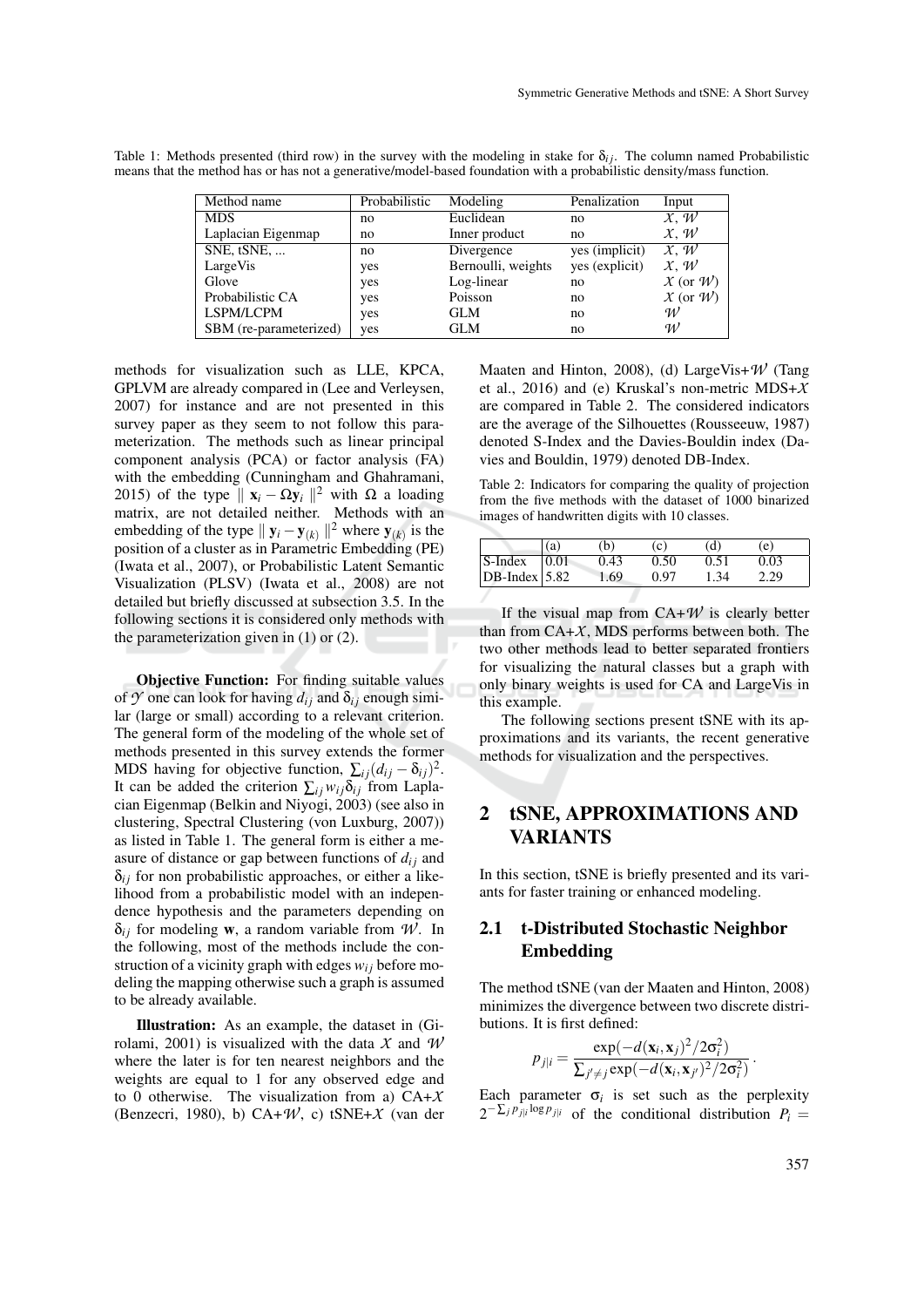Table 1: Methods presented (third row) in the survey with the modeling in stake for $\delta_{ij}$. The column named Probabilistic means that the method has or has not a generative/model-based foundation with a probabilistic density/mass function.

| Method name | Probabilistic | Modeling | Penalization | Input |
|---|---|---|---|---|
| MDS | no | Euclidean | no | $\mathcal{X}$, $\mathcal{W}$ |
| Laplacian Eigenmap | no | Inner product | no | $\mathcal{X}$, $\mathcal{W}$ |
| SNE, tSNE, ... | no | Divergence | yes (implicit) | $\mathcal{X}$, $\mathcal{W}$ |
| LargeVis | yes | Bernoulli, weights | yes (explicit) | $\mathcal{X}$, $\mathcal{W}$ |
| Glove | yes | Log-linear | no | $\mathcal{X}$ (or $\mathcal{W}$) |
| Probabilistic CA | yes | Poisson | no | $\mathcal{X}$ (or $\mathcal{W}$) |
| LSPM/LCPM | yes | GLM | no | $\mathcal{W}$ |
| SBM (re-parameterized) | yes | GLM | no | $\mathcal{W}$ |

methods for visualization such as LLE, KPCA, GPLVM are already compared in (Lee and Verleysen, 2007) for instance and are not presented in this survey paper as they seem to not follow this parameterization. The methods such as linear principal component analysis (PCA) or factor analysis (FA) with the embedding (Cunningham and Ghahramani, 2015) of the type $\| \mathbf{x}_i - \Omega \mathbf{y}_i \|^2$ with $\Omega$ a loading matrix, are not detailed neither. Methods with an embedding of the type $\| \mathbf{y}_i - \mathbf{y}_{(k)} \|^2$ where $\mathbf{y}_{(k)}$ is the position of a cluster as in Parametric Embedding (PE) (Iwata et al., 2007), or Probabilistic Latent Semantic Visualization (PLSV) (Iwata et al., 2008) are not detailed but briefly discussed at subsection 3.5. In the following sections it is considered only methods with the parameterization given in (1) or (2).

**Objective Function:** For finding suitable values of $\mathcal{Y}$ one can look for having $d_{ij}$ and $\delta_{ij}$ enough similar (large or small) according to a relevant criterion. The general form of the modeling of the whole set of methods presented in this survey extends the former MDS having for objective function, $\sum_{ij}(d_{ij} - \delta_{ij})^2$. It can be added the criterion $\sum_{ij} w_{ij}\delta_{ij}$ from Laplacian Eigenmap (Belkin and Niyogi, 2003) (see also in clustering, Spectral Clustering (von Luxburg, 2007)) as listed in Table 1. The general form is either a measure of distance or gap between functions of $d_{ij}$ and $\delta_{ij}$ for non probabilistic approaches, or either a likelihood from a probabilistic model with an independence hypothesis and the parameters depending on $\delta_{ij}$ for modeling $\mathbf{w}$, a random variable from $\mathcal{W}$. In the following, most of the methods include the construction of a vicinity graph with edges $w_{ij}$ before modeling the mapping otherwise such a graph is assumed to be already available.

**Illustration:** As an example, the dataset in (Girolami, 2001) is visualized with the data $\mathcal{X}$ and $\mathcal{W}$ where the later is for ten nearest neighbors and the weights are equal to 1 for any observed edge and to 0 otherwise. The visualization from a) CA+$\mathcal{X}$ (Benzecri, 1980), b) CA+$\mathcal{W}$, c) tSNE+$\mathcal{X}$ (van der Maaten and Hinton, 2008), (d) LargeVis+$\mathcal{W}$ (Tang et al., 2016) and (e) Kruskal's non-metric MDS+$\mathcal{X}$ are compared in Table 2. The considered indicators are the average of the Silhouettes (Rousseeuw, 1987) denoted S-Index and the Davies-Bouldin index (Davies and Bouldin, 1979) denoted DB-Index.

Table 2: Indicators for comparing the quality of projection from the five methods with the dataset of 1000 binarized images of handwritten digits with 10 classes.

| | (a) | (b) | (c) | (d) | (e) |
|---|---|---|---|---|---|
| S-Index | 0.01 | 0.43 | 0.50 | 0.51 | 0.03 |
| DB-Index | 5.82 | 1.69 | 0.97 | 1.34 | 2.29 |

If the visual map from CA+$\mathcal{W}$ is clearly better than from CA+$\mathcal{X}$, MDS performs between both. The two other methods lead to better separated frontiers for visualizing the natural classes but a graph with only binary weights is used for CA and LargeVis in this example.

The following sections present tSNE with its approximations and its variants, the recent generative methods for visualization and the perspectives.

## 2 tSNE, APPROXIMATIONS AND VARIANTS

In this section, tSNE is briefly presented and its variants for faster training or enhanced modeling.

### 2.1 t-Distributed Stochastic Neighbor Embedding

The method tSNE (van der Maaten and Hinton, 2008) minimizes the divergence between two discrete distributions. It is first defined:

$$p_{j|i} = \frac{\exp(-d(\mathbf{x}_i, \mathbf{x}_j)^2 / 2\sigma_i^2)}{\sum_{j' \neq j} \exp(-d(\mathbf{x}_i, \mathbf{x}_{j'})^2 / 2\sigma_i^2)}.$$

Each parameter $\sigma_i$ is set such as the perplexity $2^{-\sum_j p_{j|i} \log p_{j|i}}$ of the conditional distribution $P_i =$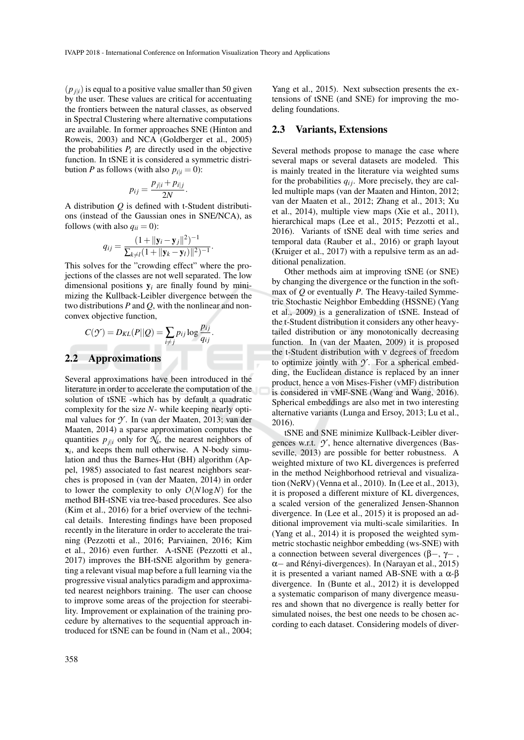$(p_{j|i})$ is equal to a positive value smaller than 50 given by the user. These values are critical for accentuating the frontiers between the natural classes, as observed in Spectral Clustering where alternative computations are available. In former approaches SNE (Hinton and Roweis, 2003) and NCA (Goldberger et al., 2005) the probabilities $P_i$ are directly used in the objective function. In tSNE it is considered a symmetric distribution $P$ as follows (with also $p_{i|i} = 0$):

$$p_{ij} = \frac{p_{j|i} + p_{i|j}}{2N}.$$

A distribution $Q$ is defined with t-Student distributions (instead of the Gaussian ones in SNE/NCA), as follows (with also $q_{ii} = 0$):

$$q_{ij} = \frac{(1 + \|\mathbf{y}_i - \mathbf{y}_j\|^2)^{-1}}{\sum_{k \neq l}(1 + \|\mathbf{y}_k - \mathbf{y}_l)\|^2)^{-1}}.$$

This solves for the "crowding effect" where the projections of the classes are not well separated. The low dimensional positions $\mathbf{y}_i$ are finally found by minimizing the Kullback-Leibler divergence between the two distributions $P$ and $Q$, with the nonlinear and nonconvex objective function,

$$C(\mathcal{Y}) = D_{KL}(P||Q) = \sum_{i \neq j} p_{ij} \log \frac{p_{ij}}{q_{ij}}.$$

## 2.2 Approximations

Several approximations have been introduced in the literature in order to accelerate the computation of the solution of tSNE -which has by default a quadratic complexity for the size $N$- while keeping nearly optimal values for $\mathcal{Y}$. In (van der Maaten, 2013; van der Maaten, 2014) a sparse approximation computes the quantities $p_{j|i}$ only for $\mathcal{N}_i$, the nearest neighbors of $\mathbf{x}_i$, and keeps them null otherwise. A N-body simulation and thus the Barnes-Hut (BH) algorithm (Appel, 1985) associated to fast nearest neighbors searches is proposed in (van der Maaten, 2014) in order to lower the complexity to only $O(N \log N)$ for the method BH-tSNE via tree-based procedures. See also (Kim et al., 2016) for a brief overview of the technical details. Interesting findings have been proposed recently in the literature in order to accelerate the training (Pezzotti et al., 2016; Parviainen, 2016; Kim et al., 2016) even further. A-tSNE (Pezzotti et al., 2017) improves the BH-tSNE algorithm by generating a relevant visual map before a full learning via the progressive visual analytics paradigm and approximated nearest neighbors training. The user can choose to improve some areas of the projection for steerability. Improvement or explaination of the training procedure by alternatives to the sequential approach introduced for tSNE can be found in (Nam et al., 2004; Yang et al., 2015). Next subsection presents the extensions of tSNE (and SNE) for improving the modeling foundations.

## 2.3 Variants, Extensions

Several methods propose to manage the case where several maps or several datasets are modeled. This is mainly treated in the literature via weighted sums for the probabilities $q_{ij}$. More precisely, they are called multiple maps (van der Maaten and Hinton, 2012; van der Maaten et al., 2012; Zhang et al., 2013; Xu et al., 2014), multiple view maps (Xie et al., 2011), hierarchical maps (Lee et al., 2015; Pezzotti et al., 2016). Variants of tSNE deal with time series and temporal data (Rauber et al., 2016) or graph layout (Kruiger et al., 2017) with a repulsive term as an additional penalization.

Other methods aim at improving tSNE (or SNE) by changing the divergence or the function in the softmax of $Q$ or eventually $P$. The Heavy-tailed Symmetric Stochastic Neighbor Embedding (HSSNE) (Yang et al., 2009) is a generalization of tSNE. Instead of the t-Student distribution it considers any other heavy-tailed distribution or any monotonically decreasing function. In (van der Maaten, 2009) it is proposed the t-Student distribution with $\nu$ degrees of freedom to optimize jointly with $\mathcal{Y}$. For a spherical embedding, the Euclidean distance is replaced by an inner product, hence a von Mises-Fisher (vMF) distribution is considered in vMF-SNE (Wang and Wang, 2016). Spherical embeddings are also met in two interesting alternative variants (Lunga and Ersoy, 2013; Lu et al., 2016).

tSNE and SNE minimize Kullback-Leibler divergences w.r.t. $\mathcal{Y}$, hence alternative divergences (Basseville, 2013) are possible for better robustness. A weighted mixture of two KL divergences is preferred in the method Neighborhood retrieval and visualization (NeRV) (Venna et al., 2010). In (Lee et al., 2013), it is proposed a different mixture of KL divergences, a scaled version of the generalized Jensen-Shannon divergence. In (Lee et al., 2015) it is proposed an additional improvement via multi-scale similarities. In (Yang et al., 2014) it is proposed the weighted symmetric stochastic neighbor embedding (ws-SNE) with a connection between several divergences ($\beta-$, $\gamma-$, $\alpha-$ and Rényi-divergences). In (Narayan et al., 2015) it is presented a variant named AB-SNE with a $\alpha$-$\beta$ divergence. In (Bunte et al., 2012) it is developped a systematic comparison of many divergence measures and shown that no divergence is really better for simulated noises, the best one needs to be chosen according to each dataset. Considering models of diver-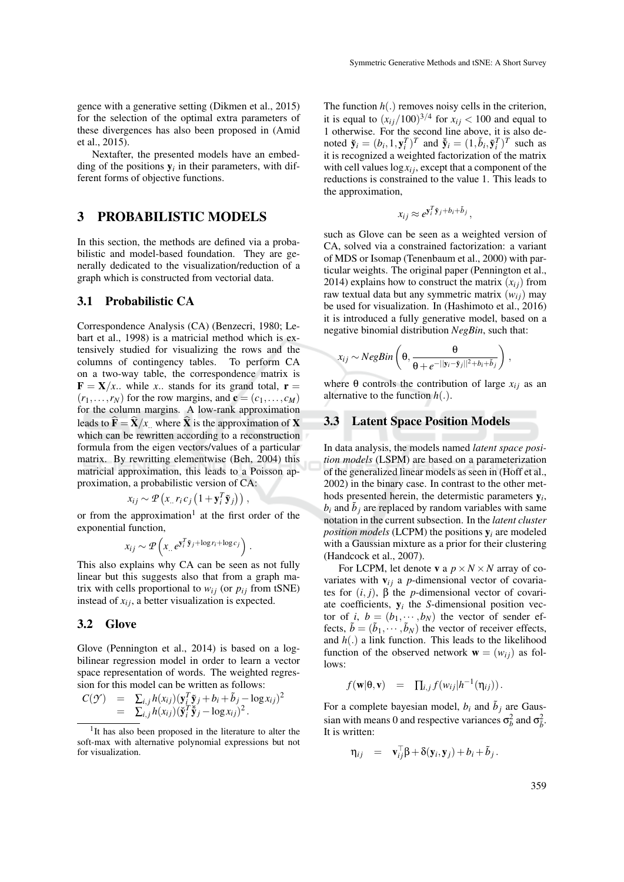gence with a generative setting (Dikmen et al., 2015) for the selection of the optimal extra parameters of these divergences has also been proposed in (Amid et al., 2015).

Nextafter, the presented models have an embedding of the positions $\mathbf{y}_i$ in their parameters, with different forms of objective functions.

## 3 PROBABILISTIC MODELS

In this section, the methods are defined via a probabilistic and model-based foundation. They are generally dedicated to the visualization/reduction of a graph which is constructed from vectorial data.

### 3.1 Probabilistic CA

Correspondence Analysis (CA) (Benzecri, 1980; Lebart et al., 1998) is a matricial method which is extensively studied for visualizing the rows and the columns of contingency tables. To perform CA on a two-way table, the correspondence matrix is $\mathbf{F} = \mathbf{X}/x_{..}$ while $x_{..}$ stands for its grand total, $\mathbf{r} = (r_1, \ldots, r_N)$ for the row margins, and $\mathbf{c} = (c_1, \ldots, c_M)$ for the column margins. A low-rank approximation leads to $\widehat{\mathbf{F}} = \widehat{\mathbf{X}}/x_{..}$ where $\widehat{\mathbf{X}}$ is the approximation of $\mathbf{X}$ which can be rewritten according to a reconstruction formula from the eigen vectors/values of a particular matrix. By rewritting elementwise (Beh, 2004) this matricial approximation, this leads to a Poisson approximation, a probabilistic version of CA:

$$x_{ij} \sim \mathcal{P}\left(x_{..}\, r_i\, c_j \left(1 + \mathbf{y}_i^T \tilde{\mathbf{y}}_j\right)\right),$$

or from the approximation[1] at the first order of the exponential function,

$$x_{ij} \sim \mathcal{P}\left(x_{..}\, e^{\mathbf{y}_i^T \tilde{\mathbf{y}}_j + \log r_i + \log c_j}\right).$$

This also explains why CA can be seen as not fully linear but this suggests also that from a graph matrix with cells proportional to $w_{ij}$ (or $p_{ij}$ from tSNE) instead of $x_{ij}$, a better visualization is expected.

### 3.2 Glove

Glove (Pennington et al., 2014) is based on a log-bilinear regression model in order to learn a vector space representation of words. The weighted regression for this model can be written as follows:

$$\begin{aligned} C(\mathcal{Y}) &= \textstyle\sum_{i,j} h(x_{ij})(\mathbf{y}_i^T \tilde{\mathbf{y}}_j + b_i + \tilde{b}_j - \log x_{ij})^2 \\ &= \textstyle\sum_{i,j} h(x_{ij})(\breve{\mathbf{y}}_i^T \breve{\tilde{\mathbf{y}}}_j - \log x_{ij})^2 . \end{aligned}$$

[1] It has also been proposed in the literature to alter the soft-max with alternative polynomial expressions but not for visualization.

The function $h(.)$ removes noisy cells in the criterion, it is equal to $(x_{ij}/100)^{3/4}$ for $x_{ij} < 100$ and equal to 1 otherwise. For the second line above, it is also denoted $\breve{\mathbf{y}}_i = (b_i, 1, \mathbf{y}_i^T)^T$ and $\breve{\tilde{\mathbf{y}}}_i = (1, \tilde{b}_i, \tilde{\mathbf{y}}_i^T)^T$ such as it is recognized a weighted factorization of the matrix with cell values $\log x_{ij}$, except that a component of the reductions is constrained to the value 1. This leads to the approximation,

$$x_{ij} \approx e^{\mathbf{y}_i^T \tilde{\mathbf{y}}_j + b_i + \tilde{b}_j},$$

such as Glove can be seen as a weighted version of CA, solved via a constrained factorization: a variant of MDS or Isomap (Tenenbaum et al., 2000) with particular weights. The original paper (Pennington et al., 2014) explains how to construct the matrix $(x_{ij})$ from raw textual data but any symmetric matrix $(w_{ij})$ may be used for visualization. In (Hashimoto et al., 2016) it is introduced a fully generative model, based on a negative binomial distribution *NegBin*, such that:

$$x_{ij} \sim NegBin\left(\theta, \frac{\theta}{\theta + e^{-||\mathbf{y}_i - \tilde{\mathbf{y}}_j||^2 + b_i + \tilde{b}_j}}\right),$$

where $\theta$ controls the contribution of large $x_{ij}$ as an alternative to the function $h(.)$.

### 3.3 Latent Space Position Models

In data analysis, the models named *latent space position models* (LSPM) are based on a parameterization of the generalized linear models as seen in (Hoff et al., 2002) in the binary case. In contrast to the other methods presented herein, the determistic parameters $\mathbf{y}_i$, $b_i$ and $\tilde{b}_j$ are replaced by random variables with same notation in the current subsection. In the *latent cluster position models* (LCPM) the positions $\mathbf{y}_i$ are modeled with a Gaussian mixture as a prior for their clustering (Handcock et al., 2007).

For LCPM, let denote $\mathbf{v}$ a $p \times N \times N$ array of covariates with $\mathbf{v}_{ij}$ a $p$-dimensional vector of covariates for $(i, j)$, $\beta$ the $p$-dimensional vector of covariate coefficients, $\mathbf{y}_i$ the $S$-dimensional position vector of $i$, $b = (b_1, \cdots, b_N)$ the vector of sender effects, $\tilde{b} = (\tilde{b}_1, \cdots, \tilde{b}_N)$ the vector of receiver effects, and $h(.)$ a link function. This leads to the likelihood function of the observed network $\mathbf{w} = (w_{ij})$ as follows:

$$f(\mathbf{w}|\theta, \mathbf{v}) \quad = \quad \textstyle\prod_{i,j} f(w_{ij}|h^{-1}(\eta_{ij})).$$

For a complete bayesian model, $b_i$ and $\tilde{b}_j$ are Gaussian with means 0 and respective variances $\sigma_b^2$ and $\sigma_{\tilde{b}}^2$. It is written:

$$\eta_{ij} \quad = \quad \mathbf{v}_{ij}^\top \beta + \delta(\mathbf{y}_i, \mathbf{y}_j) + b_i + \tilde{b}_j .$$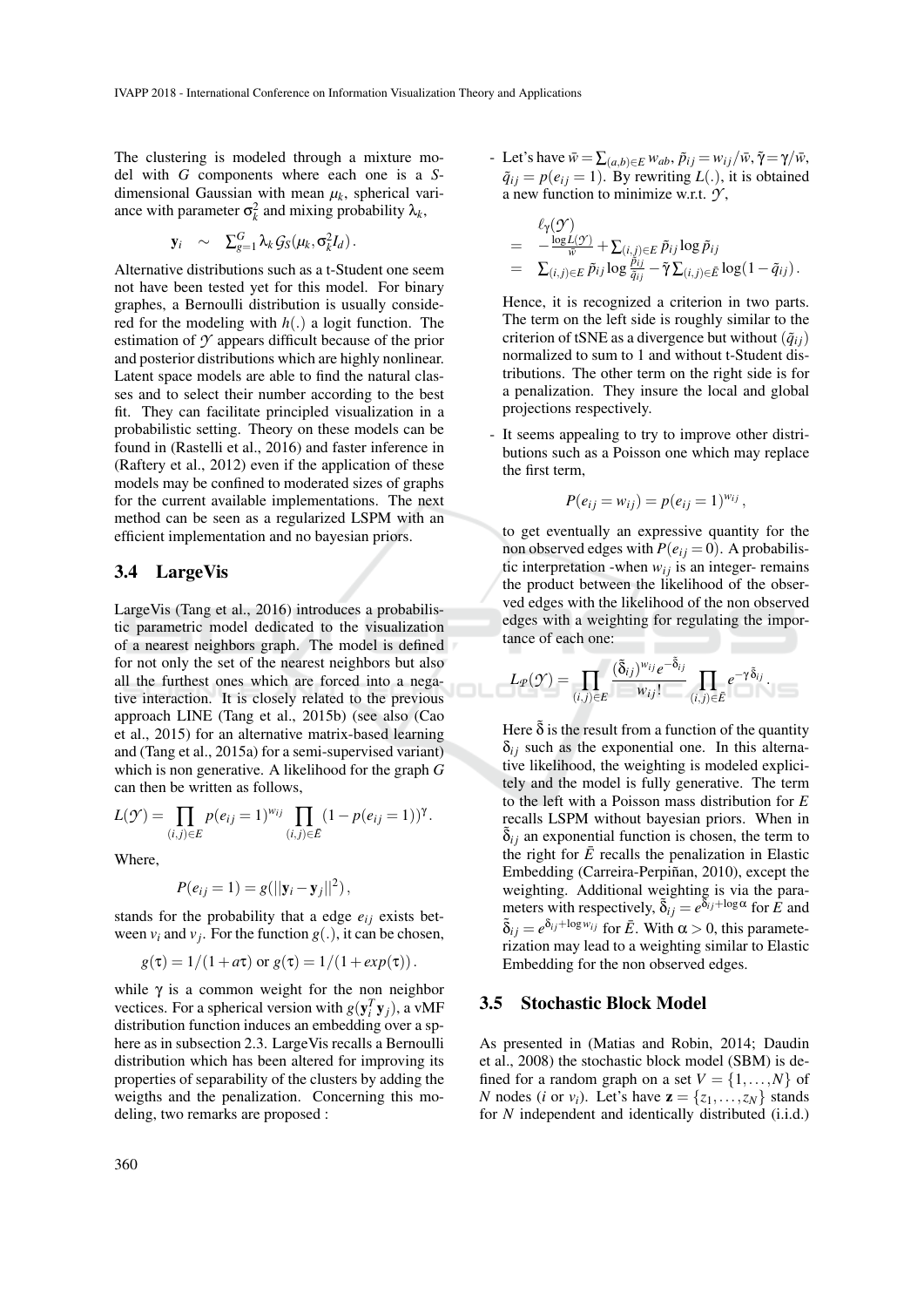The clustering is modeled through a mixture model with $G$ components where each one is a $S$-dimensional Gaussian with mean $\mu_k$, spherical variance with parameter $\sigma_k^2$ and mixing probability $\lambda_k$,

$$\mathbf{y}_i \sim \sum_{g=1}^{G} \lambda_k \mathcal{G}_S(\mu_k, \sigma_k^2 I_d).$$

Alternative distributions such as a t-Student one seem not have been tested yet for this model. For binary graphes, a Bernoulli distribution is usually considered for the modeling with $h(.)$ a logit function. The estimation of $\mathcal{Y}$ appears difficult because of the prior and posterior distributions which are highly nonlinear. Latent space models are able to find the natural classes and to select their number according to the best fit. They can facilitate principled visualization in a probabilistic setting. Theory on these models can be found in (Rastelli et al., 2016) and faster inference in (Raftery et al., 2012) even if the application of these models may be confined to moderated sizes of graphs for the current available implementations. The next method can be seen as a regularized LSPM with an efficient implementation and no bayesian priors.

### 3.4 LargeVis

LargeVis (Tang et al., 2016) introduces a probabilistic parametric model dedicated to the visualization of a nearest neighbors graph. The model is defined for not only the set of the nearest neighbors but also all the furthest ones which are forced into a negative interaction. It is closely related to the previous approach LINE (Tang et al., 2015b) (see also (Cao et al., 2015) for an alternative matrix-based learning and (Tang et al., 2015a) for a semi-supervised variant) which is non generative. A likelihood for the graph $G$ can then be written as follows,

$$L(\mathcal{Y}) = \prod_{(i,j)\in E} p(e_{ij}=1)^{w_{ij}} \prod_{(i,j)\in \bar{E}} (1-p(e_{ij}=1))^{\gamma}.$$

Where,

$$P(e_{ij}=1) = g(||\mathbf{y}_i - \mathbf{y}_j||^2),$$

stands for the probability that a edge $e_{ij}$ exists between $v_i$ and $v_j$. For the function $g(.)$, it can be chosen,

$$g(\tau) = 1/(1+a\tau) \text{ or } g(\tau) = 1/(1+exp(\tau)).$$

while $\gamma$ is a common weight for the non neighbor vectices. For a spherical version with $g(\mathbf{y}_i^T \mathbf{y}_j)$, a vMF distribution function induces an embedding over a sphere as in subsection 2.3. LargeVis recalls a Bernoulli distribution which has been altered for improving its properties of separability of the clusters by adding the weigths and the penalization. Concerning this modeling, two remarks are proposed :

- Let's have $\bar{w} = \sum_{(a,b)\in E} w_{ab}$, $\tilde{p}_{ij} = w_{ij}/\bar{w}$, $\tilde{\gamma} = \gamma/\bar{w}$, $\tilde{q}_{ij} = p(e_{ij}=1)$. By rewriting $L(.)$, it is obtained a new function to minimize w.r.t. $\mathcal{Y}$,

$$\begin{aligned}
&\ell_\gamma(\mathcal{Y}) \\
=\ & -\frac{\log L(\mathcal{Y})}{\bar{w}} + \sum_{(i,j)\in E} \tilde{p}_{ij} \log \tilde{p}_{ij} \\
=\ & \sum_{(i,j)\in E} \tilde{p}_{ij} \log \frac{\tilde{p}_{ij}}{\tilde{q}_{ij}} - \tilde{\gamma} \sum_{(i,j)\in \bar{E}} \log(1-\tilde{q}_{ij}).
\end{aligned}$$

  Hence, it is recognized a criterion in two parts. The term on the left side is roughly similar to the criterion of tSNE as a divergence but without $(\tilde{q}_{ij})$ normalized to sum to 1 and without t-Student distributions. The other term on the right side is for a penalization. They insure the local and global projections respectively.

- It seems appealing to try to improve other distributions such as a Poisson one which may replace the first term,

$$P(e_{ij} = w_{ij}) = p(e_{ij}=1)^{w_{ij}},$$

  to get eventually an expressive quantity for the non observed edges with $P(e_{ij}=0)$. A probabilistic interpretation -when $w_{ij}$ is an integer- remains the product between the likelihood of the observed edges with the likelihood of the non observed edges with a weighting for regulating the importance of each one:

$$L_{\mathcal{P}}(\mathcal{Y}) = \prod_{(i,j)\in E} \frac{(\tilde{\delta}_{ij})^{w_{ij}} e^{-\tilde{\delta}_{ij}}}{w_{ij}!} \prod_{(i,j)\in \bar{E}} e^{-\gamma \tilde{\delta}_{ij}}.$$

  Here $\tilde{\delta}$ is the result from a function of the quantity $\delta_{ij}$ such as the exponential one. In this alternative likelihood, the weighting is modeled explicitely and the model is fully generative. The term to the left with a Poisson mass distribution for $E$ recalls LSPM without bayesian priors. When in $\tilde{\delta}_{ij}$ an exponential function is chosen, the term to the right for $\bar{E}$ recalls the penalization in Elastic Embedding (Carreira-Perpiñan, 2010), except the weighting. Additional weighting is via the parameters with respectively, $\tilde{\delta}_{ij} = e^{\delta_{ij}+\log\alpha}$ for $E$ and $\tilde{\delta}_{ij} = e^{\delta_{ij}+\log w_{ij}}$ for $\bar{E}$. With $\alpha > 0$, this parameterization may lead to a weighting similar to Elastic Embedding for the non observed edges.

### 3.5 Stochastic Block Model

As presented in (Matias and Robin, 2014; Daudin et al., 2008) the stochastic block model (SBM) is defined for a random graph on a set $V = \{1,\ldots,N\}$ of $N$ nodes ($i$ or $v_i$). Let's have $\mathbf{z} = \{z_1,\ldots,z_N\}$ stands for $N$ independent and identically distributed (i.i.d.)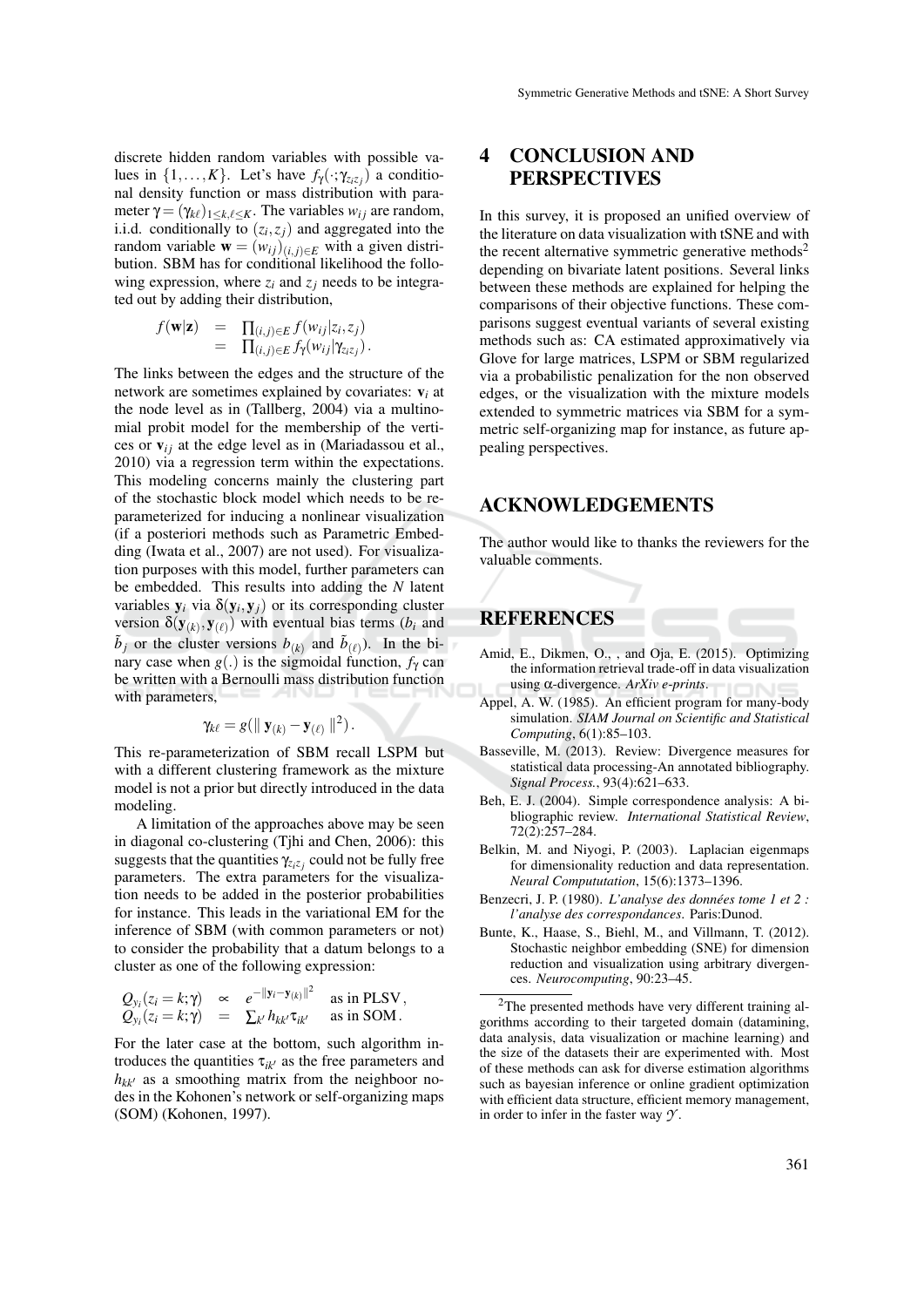discrete hidden random variables with possible values in $\{1,\ldots,K\}$. Let's have $f_\gamma(\cdot;\gamma_{z_i z_j})$ a conditional density function or mass distribution with parameter $\gamma = (\gamma_{k\ell})_{1\leq k,\ell \leq K}$. The variables $w_{ij}$ are random, i.i.d. conditionally to $(z_i, z_j)$ and aggregated into the random variable $\mathbf{w} = (w_{ij})_{(i,j)\in E}$ with a given distribution. SBM has for conditional likelihood the following expression, where $z_i$ and $z_j$ needs to be integrated out by adding their distribution,

$$
\begin{aligned}
f(\mathbf{w}|\mathbf{z}) &= \prod_{(i,j)\in E} f(w_{ij}|z_i, z_j) \\
&= \prod_{(i,j)\in E} f_\gamma(w_{ij}|\gamma_{z_i z_j}).
\end{aligned}
$$

The links between the edges and the structure of the network are sometimes explained by covariates: $\mathbf{v}_i$ at the node level as in (Tallberg, 2004) via a multinomial probit model for the membership of the vertices or $\mathbf{v}_{ij}$ at the edge level as in (Mariadassou et al., 2010) via a regression term within the expectations. This modeling concerns mainly the clustering part of the stochastic block model which needs to be reparameterized for inducing a nonlinear visualization (if a posteriori methods such as Parametric Embedding (Iwata et al., 2007) are not used). For visualization purposes with this model, further parameters can be embedded. This results into adding the $N$ latent variables $\mathbf{y}_i$ via $\delta(\mathbf{y}_i, \mathbf{y}_j)$ or its corresponding cluster version $\delta(\mathbf{y}_{(k)}, \mathbf{y}_{(\ell)})$ with eventual bias terms ($b_i$ and $\tilde{b}_j$ or the cluster versions $b_{(k)}$ and $\tilde{b}_{(\ell)}$). In the binary case when $g(.)$ is the sigmoidal function, $f_\gamma$ can be written with a Bernoulli mass distribution function with parameters,

$$
\gamma_{k\ell} = g(\| \mathbf{y}_{(k)} - \mathbf{y}_{(\ell)} \|^2).
$$

This re-parameterization of SBM recall LSPM but with a different clustering framework as the mixture model is not a prior but directly introduced in the data modeling.

A limitation of the approaches above may be seen in diagonal co-clustering (Tjhi and Chen, 2006): this suggests that the quantities $\gamma_{z_i z_j}$ could not be fully free parameters. The extra parameters for the visualization needs to be added in the posterior probabilities for instance. This leads in the variational EM for the inference of SBM (with common parameters or not) to consider the probability that a datum belongs to a cluster as one of the following expression:

$$
\begin{aligned}
Q_{y_i}(z_i = k;\gamma) &\propto e^{-\|\mathbf{y}_i - \mathbf{y}_{(k)}\|^2} \quad \text{as in PLSV}, \\
Q_{y_i}(z_i = k;\gamma) &= \textstyle\sum_{k'} h_{kk'} \tau_{ik'} \quad \text{as in SOM}.
\end{aligned}
$$

For the later case at the bottom, such algorithm introduces the quantities $\tau_{ik'}$ as the free parameters and $h_{kk'}$ as a smoothing matrix from the neighboor nodes in the Kohonen's network or self-organizing maps (SOM) (Kohonen, 1997).

## 4 CONCLUSION AND PERSPECTIVES

In this survey, it is proposed an unified overview of the literature on data visualization with tSNE and with the recent alternative symmetric generative methods[2] depending on bivariate latent positions. Several links between these methods are explained for helping the comparisons of their objective functions. These comparisons suggest eventual variants of several existing methods such as: CA estimated approximatively via Glove for large matrices, LSPM or SBM regularized via a probabilistic penalization for the non observed edges, or the visualization with the mixture models extended to symmetric matrices via SBM for a symmetric self-organizing map for instance, as future appealing perspectives.

## ACKNOWLEDGEMENTS

The author would like to thanks the reviewers for the valuable comments.

## REFERENCES

Amid, E., Dikmen, O., , and Oja, E. (2015). Optimizing the information retrieval trade-off in data visualization using $\alpha$-divergence. *ArXiv e-prints*.

Appel, A. W. (1985). An efficient program for many-body simulation. *SIAM Journal on Scientific and Statistical Computing*, 6(1):85–103.

Basseville, M. (2013). Review: Divergence measures for statistical data processing-An annotated bibliography. *Signal Process.*, 93(4):621–633.

Beh, E. J. (2004). Simple correspondence analysis: A bibliographic review. *International Statistical Review*, 72(2):257–284.

Belkin, M. and Niyogi, P. (2003). Laplacian eigenmaps for dimensionality reduction and data representation. *Neural Computation*, 15(6):1373–1396.

Benzecri, J. P. (1980). *L'analyse des données tome 1 et 2 : l'analyse des correspondances*. Paris:Dunod.

Bunte, K., Haase, S., Biehl, M., and Villmann, T. (2012). Stochastic neighbor embedding (SNE) for dimension reduction and visualization using arbitrary divergences. *Neurocomputing*, 90:23–45.

[2] The presented methods have very different training algorithms according to their targeted domain (datamining, data analysis, data visualization or machine learning) and the size of the datasets their are experimented with. Most of these methods can ask for diverse estimation algorithms such as bayesian inference or online gradient optimization with efficient data structure, efficient memory management, in order to infer in the faster way $\mathcal{Y}$.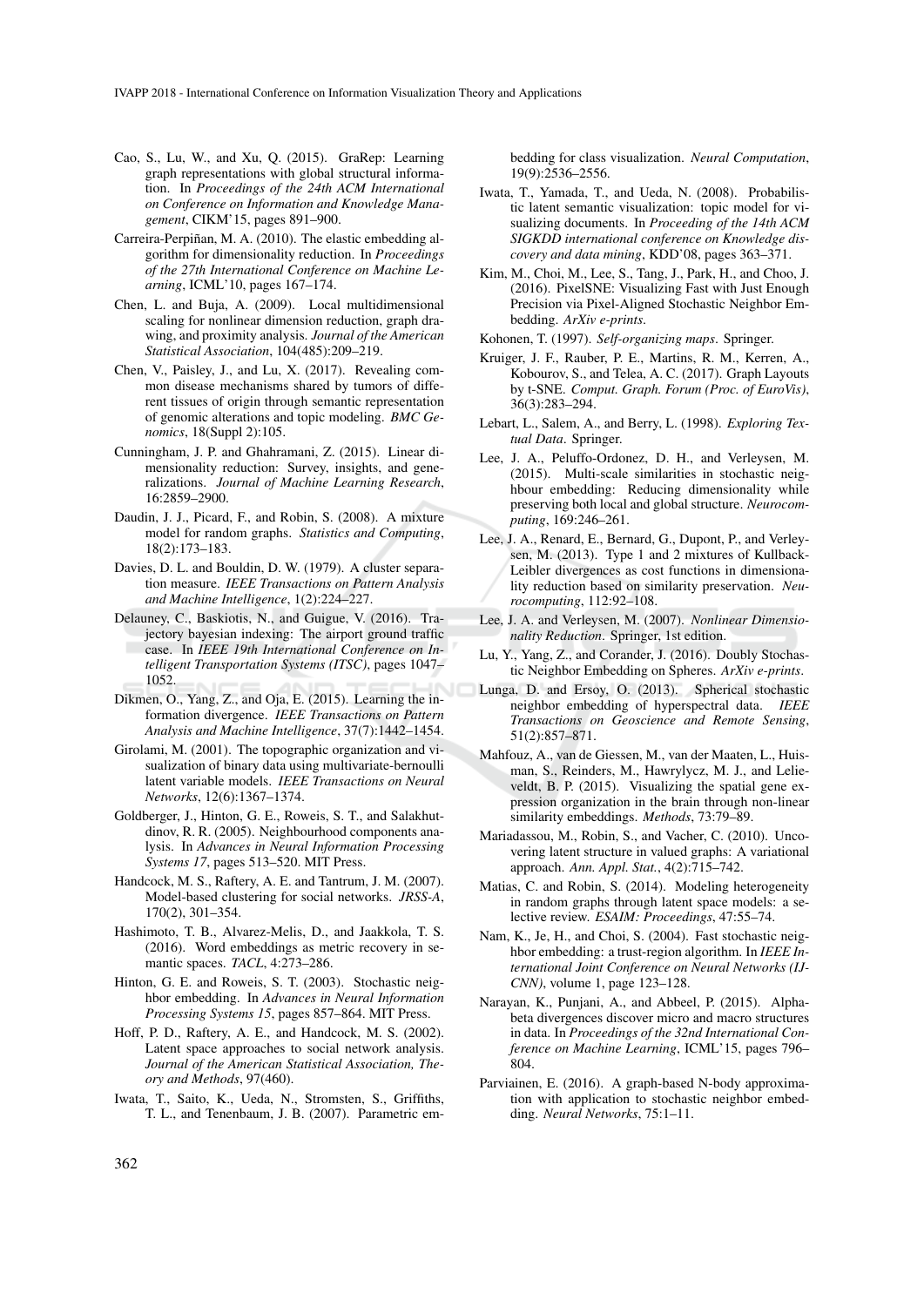Cao, S., Lu, W., and Xu, Q. (2015). GraRep: Learning graph representations with global structural information. In *Proceedings of the 24th ACM International on Conference on Information and Knowledge Management*, CIKM'15, pages 891–900.

Carreira-Perpiñan, M. A. (2010). The elastic embedding algorithm for dimensionality reduction. In *Proceedings of the 27th International Conference on Machine Learning*, ICML'10, pages 167–174.

Chen, L. and Buja, A. (2009). Local multidimensional scaling for nonlinear dimension reduction, graph drawing, and proximity analysis. *Journal of the American Statistical Association*, 104(485):209–219.

Chen, V., Paisley, J., and Lu, X. (2017). Revealing common disease mechanisms shared by tumors of different tissues of origin through semantic representation of genomic alterations and topic modeling. *BMC Genomics*, 18(Suppl 2):105.

Cunningham, J. P. and Ghahramani, Z. (2015). Linear dimensionality reduction: Survey, insights, and generalizations. *Journal of Machine Learning Research*, 16:2859–2900.

Daudin, J. J., Picard, F., and Robin, S. (2008). A mixture model for random graphs. *Statistics and Computing*, 18(2):173–183.

Davies, D. L. and Bouldin, D. W. (1979). A cluster separation measure. *IEEE Transactions on Pattern Analysis and Machine Intelligence*, 1(2):224–227.

Delauney, C., Baskiotis, N., and Guigue, V. (2016). Trajectory bayesian indexing: The airport ground traffic case. In *IEEE 19th International Conference on Intelligent Transportation Systems (ITSC)*, pages 1047–1052.

Dikmen, O., Yang, Z., and Oja, E. (2015). Learning the information divergence. *IEEE Transactions on Pattern Analysis and Machine Intelligence*, 37(7):1442–1454.

Girolami, M. (2001). The topographic organization and visualization of binary data using multivariate-bernoulli latent variable models. *IEEE Transactions on Neural Networks*, 12(6):1367–1374.

Goldberger, J., Hinton, G. E., Roweis, S. T., and Salakhutdinov, R. R. (2005). Neighbourhood components analysis. In *Advances in Neural Information Processing Systems 17*, pages 513–520. MIT Press.

Handcock, M. S., Raftery, A. E. and Tantrum, J. M. (2007). Model-based clustering for social networks. *JRSS-A*, 170(2), 301–354.

Hashimoto, T. B., Alvarez-Melis, D., and Jaakkola, T. S. (2016). Word embeddings as metric recovery in semantic spaces. *TACL*, 4:273–286.

Hinton, G. E. and Roweis, S. T. (2003). Stochastic neighbor embedding. In *Advances in Neural Information Processing Systems 15*, pages 857–864. MIT Press.

Hoff, P. D., Raftery, A. E., and Handcock, M. S. (2002). Latent space approaches to social network analysis. *Journal of the American Statistical Association, Theory and Methods*, 97(460).

Iwata, T., Saito, K., Ueda, N., Stromsten, S., Griffiths, T. L., and Tenenbaum, J. B. (2007). Parametric embedding for class visualization. *Neural Computation*, 19(9):2536–2556.

Iwata, T., Yamada, T., and Ueda, N. (2008). Probabilistic latent semantic visualization: topic model for visualizing documents. In *Proceeding of the 14th ACM SIGKDD international conference on Knowledge discovery and data mining*, KDD'08, pages 363–371.

Kim, M., Choi, M., Lee, S., Tang, J., Park, H., and Choo, J. (2016). PixelSNE: Visualizing Fast with Just Enough Precision via Pixel-Aligned Stochastic Neighbor Embedding. *ArXiv e-prints*.

Kohonen, T. (1997). *Self-organizing maps*. Springer.

Kruiger, J. F., Rauber, P. E., Martins, R. M., Kerren, A., Kobourov, S., and Telea, A. C. (2017). Graph Layouts by t-SNE. *Comput. Graph. Forum (Proc. of EuroVis)*, 36(3):283–294.

Lebart, L., Salem, A., and Berry, L. (1998). *Exploring Textual Data*. Springer.

Lee, J. A., Peluffo-Ordonez, D. H., and Verleysen, M. (2015). Multi-scale similarities in stochastic neighbour embedding: Reducing dimensionality while preserving both local and global structure. *Neurocomputing*, 169:246–261.

Lee, J. A., Renard, E., Bernard, G., Dupont, P., and Verleysen, M. (2013). Type 1 and 2 mixtures of Kullback-Leibler divergences as cost functions in dimensionality reduction based on similarity preservation. *Neurocomputing*, 112:92–108.

Lee, J. A. and Verleysen, M. (2007). *Nonlinear Dimensionality Reduction*. Springer, 1st edition.

Lu, Y., Yang, Z., and Corander, J. (2016). Doubly Stochastic Neighbor Embedding on Spheres. *ArXiv e-prints*.

Lunga, D. and Ersoy, O. (2013). Spherical stochastic neighbor embedding of hyperspectral data. *IEEE Transactions on Geoscience and Remote Sensing*, 51(2):857–871.

Mahfouz, A., van de Giessen, M., van der Maaten, L., Huisman, S., Reinders, M., Hawrylycz, M. J., and Lelieveldt, B. P. (2015). Visualizing the spatial gene expression organization in the brain through non-linear similarity embeddings. *Methods*, 73:79–89.

Mariadassou, M., Robin, S., and Vacher, C. (2010). Uncovering latent structure in valued graphs: A variational approach. *Ann. Appl. Stat.*, 4(2):715–742.

Matias, C. and Robin, S. (2014). Modeling heterogeneity in random graphs through latent space models: a selective review. *ESAIM: Proceedings*, 47:55–74.

Nam, K., Je, H., and Choi, S. (2004). Fast stochastic neighbor embedding: a trust-region algorithm. In *IEEE International Joint Conference on Neural Networks (IJCNN)*, volume 1, page 123–128.

Narayan, K., Punjani, A., and Abbeel, P. (2015). Alpha-beta divergences discover micro and macro structures in data. In *Proceedings of the 32nd International Conference on Machine Learning*, ICML'15, pages 796–804.

Parviainen, E. (2016). A graph-based N-body approximation with application to stochastic neighbor embedding. *Neural Networks*, 75:1–11.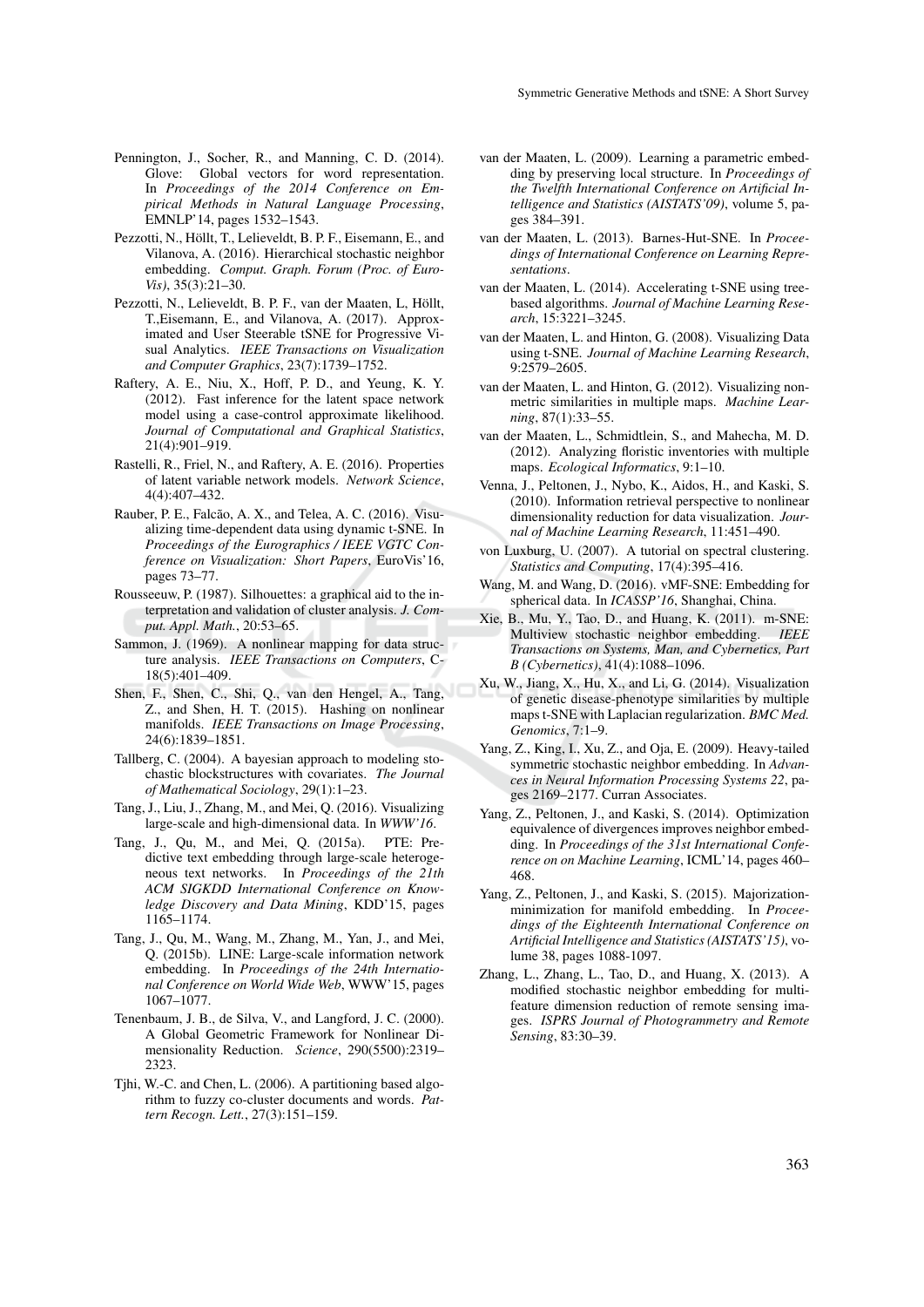Pennington, J., Socher, R., and Manning, C. D. (2014). Glove: Global vectors for word representation. In *Proceedings of the 2014 Conference on Empirical Methods in Natural Language Processing*, EMNLP'14, pages 1532–1543.

Pezzotti, N., Höllt, T., Lelieveldt, B. P. F., Eisemann, E., and Vilanova, A. (2016). Hierarchical stochastic neighbor embedding. *Comput. Graph. Forum (Proc. of EuroVis)*, 35(3):21–30.

Pezzotti, N., Lelieveldt, B. P. F., van der Maaten, L, Höllt, T.,Eisemann, E., and Vilanova, A. (2017). Approximated and User Steerable tSNE for Progressive Visual Analytics. *IEEE Transactions on Visualization and Computer Graphics*, 23(7):1739–1752.

Raftery, A. E., Niu, X., Hoff, P. D., and Yeung, K. Y. (2012). Fast inference for the latent space network model using a case-control approximate likelihood. *Journal of Computational and Graphical Statistics*, 21(4):901–919.

Rastelli, R., Friel, N., and Raftery, A. E. (2016). Properties of latent variable network models. *Network Science*, 4(4):407–432.

Rauber, P. E., Falcão, A. X., and Telea, A. C. (2016). Visualizing time-dependent data using dynamic t-SNE. In *Proceedings of the Eurographics / IEEE VGTC Conference on Visualization: Short Papers*, EuroVis'16, pages 73–77.

Rousseeuw, P. (1987). Silhouettes: a graphical aid to the interpretation and validation of cluster analysis. *J. Comput. Appl. Math.*, 20:53–65.

Sammon, J. (1969). A nonlinear mapping for data structure analysis. *IEEE Transactions on Computers*, C-18(5):401–409.

Shen, F., Shen, C., Shi, Q., van den Hengel, A., Tang, Z., and Shen, H. T. (2015). Hashing on nonlinear manifolds. *IEEE Transactions on Image Processing*, 24(6):1839–1851.

Tallberg, C. (2004). A bayesian approach to modeling stochastic blockstructures with covariates. *The Journal of Mathematical Sociology*, 29(1):1–23.

Tang, J., Liu, J., Zhang, M., and Mei, Q. (2016). Visualizing large-scale and high-dimensional data. In *WWW'16*.

Tang, J., Qu, M., and Mei, Q. (2015a). PTE: Predictive text embedding through large-scale heterogeneous text networks. In *Proceedings of the 21th ACM SIGKDD International Conference on Knowledge Discovery and Data Mining*, KDD'15, pages 1165–1174.

Tang, J., Qu, M., Wang, M., Zhang, M., Yan, J., and Mei, Q. (2015b). LINE: Large-scale information network embedding. In *Proceedings of the 24th International Conference on World Wide Web*, WWW'15, pages 1067–1077.

Tenenbaum, J. B., de Silva, V., and Langford, J. C. (2000). A Global Geometric Framework for Nonlinear Dimensionality Reduction. *Science*, 290(5500):2319–2323.

Tjhi, W.-C. and Chen, L. (2006). A partitioning based algorithm to fuzzy co-cluster documents and words. *Pattern Recogn. Lett.*, 27(3):151–159.

van der Maaten, L. (2009). Learning a parametric embedding by preserving local structure. In *Proceedings of the Twelfth International Conference on Artificial Intelligence and Statistics (AISTATS'09)*, volume 5, pages 384–391.

van der Maaten, L. (2013). Barnes-Hut-SNE. In *Proceedings of International Conference on Learning Representations*.

van der Maaten, L. (2014). Accelerating t-SNE using tree-based algorithms. *Journal of Machine Learning Research*, 15:3221–3245.

van der Maaten, L. and Hinton, G. (2008). Visualizing Data using t-SNE. *Journal of Machine Learning Research*, 9:2579–2605.

van der Maaten, L. and Hinton, G. (2012). Visualizing non-metric similarities in multiple maps. *Machine Learning*, 87(1):33–55.

van der Maaten, L., Schmidtlein, S., and Mahecha, M. D. (2012). Analyzing floristic inventories with multiple maps. *Ecological Informatics*, 9:1–10.

Venna, J., Peltonen, J., Nybo, K., Aidos, H., and Kaski, S. (2010). Information retrieval perspective to nonlinear dimensionality reduction for data visualization. *Journal of Machine Learning Research*, 11:451–490.

von Luxburg, U. (2007). A tutorial on spectral clustering. *Statistics and Computing*, 17(4):395–416.

Wang, M. and Wang, D. (2016). vMF-SNE: Embedding for spherical data. In *ICASSP'16*, Shanghai, China.

Xie, B., Mu, Y., Tao, D., and Huang, K. (2011). m-SNE: Multiview stochastic neighbor embedding. *IEEE Transactions on Systems, Man, and Cybernetics, Part B (Cybernetics)*, 41(4):1088–1096.

Xu, W., Jiang, X., Hu, X., and Li, G. (2014). Visualization of genetic disease-phenotype similarities by multiple maps t-SNE with Laplacian regularization. *BMC Med. Genomics*, 7:1–9.

Yang, Z., King, I., Xu, Z., and Oja, E. (2009). Heavy-tailed symmetric stochastic neighbor embedding. In *Advances in Neural Information Processing Systems 22*, pages 2169–2177. Curran Associates.

Yang, Z., Peltonen, J., and Kaski, S. (2014). Optimization equivalence of divergences improves neighbor embedding. In *Proceedings of the 31st International Conference on on Machine Learning*, ICML'14, pages 460–468.

Yang, Z., Peltonen, J., and Kaski, S. (2015). Majorization-minimization for manifold embedding. In *Proceedings of the Eighteenth International Conference on Artificial Intelligence and Statistics (AISTATS'15)*, volume 38, pages 1088-1097.

Zhang, L., Zhang, L., Tao, D., and Huang, X. (2013). A modified stochastic neighbor embedding for multi-feature dimension reduction of remote sensing images. *ISPRS Journal of Photogrammetry and Remote Sensing*, 83:30–39.